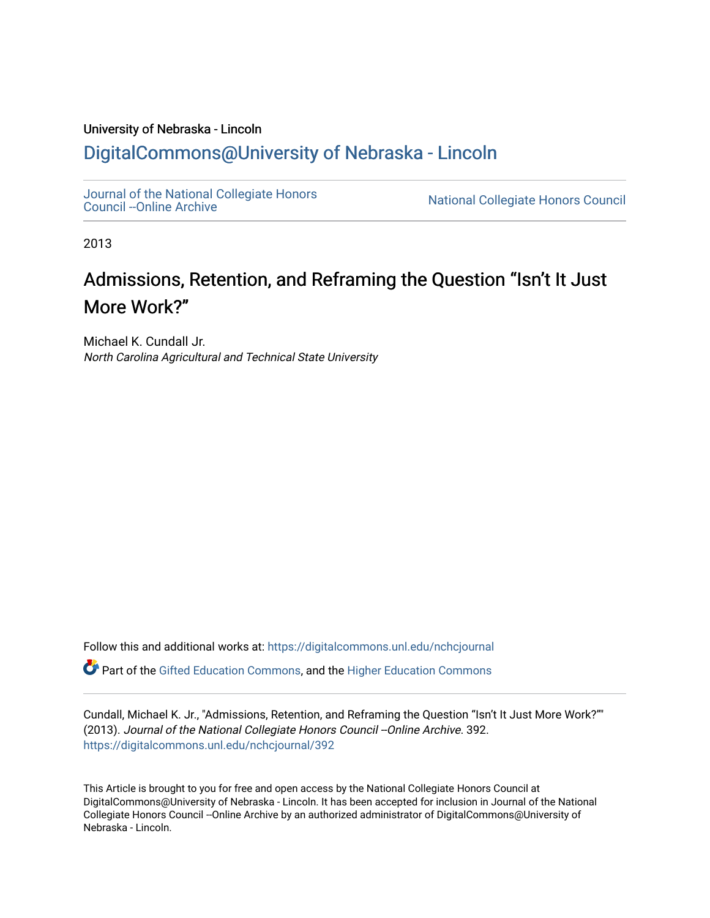University of Nebraska - Lincoln

## DigitalCommons@University of Nebraska - Lincoln

Journal of the National Collegiate Honors Council --Online Archive

National Collegiate Honors Council

2013

# Admissions, Retention, and Reframing the Question "Isn't It Just More Work?"

Michael K. Cundall Jr.
*North Carolina Agricultural and Technical State University*

Follow this and additional works at: https://digitalcommons.unl.edu/nchcjournal

Part of the Gifted Education Commons, and the Higher Education Commons

Cundall, Michael K. Jr., "Admissions, Retention, and Reframing the Question "Isn't It Just More Work?"" (2013). *Journal of the National Collegiate Honors Council --Online Archive*. 392.
https://digitalcommons.unl.edu/nchcjournal/392

This Article is brought to you for free and open access by the National Collegiate Honors Council at DigitalCommons@University of Nebraska - Lincoln. It has been accepted for inclusion in Journal of the National Collegiate Honors Council --Online Archive by an authorized administrator of DigitalCommons@University of Nebraska - Lincoln.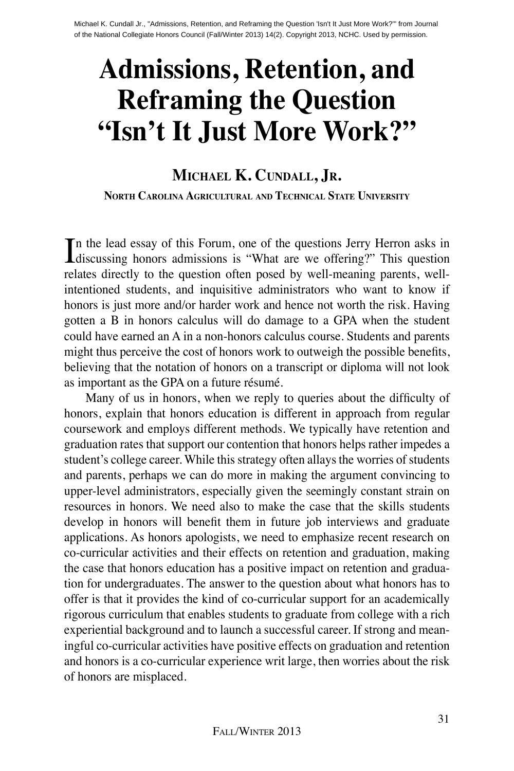Michael K. Cundall Jr., "Admissions, Retention, and Reframing the Question 'Isn't It Just More Work?'" from Journal of the National Collegiate Honors Council (Fall/Winter 2013) 14(2). Copyright 2013, NCHC. Used by permission.

# Admissions, Retention, and Reframing the Question "Isn't It Just More Work?"

## Michael K. Cundall, Jr.

### North Carolina Agricultural and Technical State University

In the lead essay of this Forum, one of the questions Jerry Herron asks in discussing honors admissions is "What are we offering?" This question relates directly to the question often posed by well-meaning parents, well-intentioned students, and inquisitive administrators who want to know if honors is just more and/or harder work and hence not worth the risk. Having gotten a B in honors calculus will do damage to a GPA when the student could have earned an A in a non-honors calculus course. Students and parents might thus perceive the cost of honors work to outweigh the possible benefits, believing that the notation of honors on a transcript or diploma will not look as important as the GPA on a future résumé.

Many of us in honors, when we reply to queries about the difficulty of honors, explain that honors education is different in approach from regular coursework and employs different methods. We typically have retention and graduation rates that support our contention that honors helps rather impedes a student's college career. While this strategy often allays the worries of students and parents, perhaps we can do more in making the argument convincing to upper-level administrators, especially given the seemingly constant strain on resources in honors. We need also to make the case that the skills students develop in honors will benefit them in future job interviews and graduate applications. As honors apologists, we need to emphasize recent research on co-curricular activities and their effects on retention and graduation, making the case that honors education has a positive impact on retention and graduation for undergraduates. The answer to the question about what honors has to offer is that it provides the kind of co-curricular support for an academically rigorous curriculum that enables students to graduate from college with a rich experiential background and to launch a successful career. If strong and meaningful co-curricular activities have positive effects on graduation and retention and honors is a co-curricular experience writ large, then worries about the risk of honors are misplaced.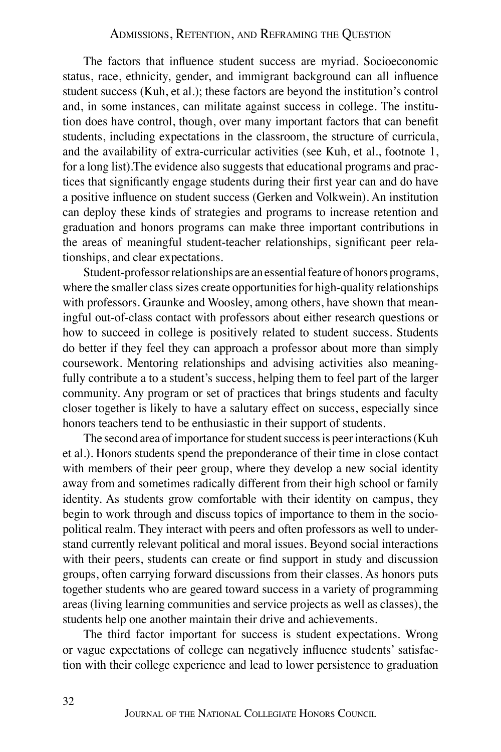The factors that influence student success are myriad. Socioeconomic status, race, ethnicity, gender, and immigrant background can all influence student success (Kuh, et al.); these factors are beyond the institution's control and, in some instances, can militate against success in college. The institution does have control, though, over many important factors that can benefit students, including expectations in the classroom, the structure of curricula, and the availability of extra-curricular activities (see Kuh, et al., footnote 1, for a long list).The evidence also suggests that educational programs and practices that significantly engage students during their first year can and do have a positive influence on student success (Gerken and Volkwein). An institution can deploy these kinds of strategies and programs to increase retention and graduation and honors programs can make three important contributions in the areas of meaningful student-teacher relationships, significant peer relationships, and clear expectations.

Student-professor relationships are an essential feature of honors programs, where the smaller class sizes create opportunities for high-quality relationships with professors. Graunke and Woosley, among others, have shown that meaningful out-of-class contact with professors about either research questions or how to succeed in college is positively related to student success. Students do better if they feel they can approach a professor about more than simply coursework. Mentoring relationships and advising activities also meaningfully contribute a to a student's success, helping them to feel part of the larger community. Any program or set of practices that brings students and faculty closer together is likely to have a salutary effect on success, especially since honors teachers tend to be enthusiastic in their support of students.

The second area of importance for student success is peer interactions (Kuh et al.). Honors students spend the preponderance of their time in close contact with members of their peer group, where they develop a new social identity away from and sometimes radically different from their high school or family identity. As students grow comfortable with their identity on campus, they begin to work through and discuss topics of importance to them in the sociopolitical realm. They interact with peers and often professors as well to understand currently relevant political and moral issues. Beyond social interactions with their peers, students can create or find support in study and discussion groups, often carrying forward discussions from their classes. As honors puts together students who are geared toward success in a variety of programming areas (living learning communities and service projects as well as classes), the students help one another maintain their drive and achievements.

The third factor important for success is student expectations. Wrong or vague expectations of college can negatively influence students' satisfaction with their college experience and lead to lower persistence to graduation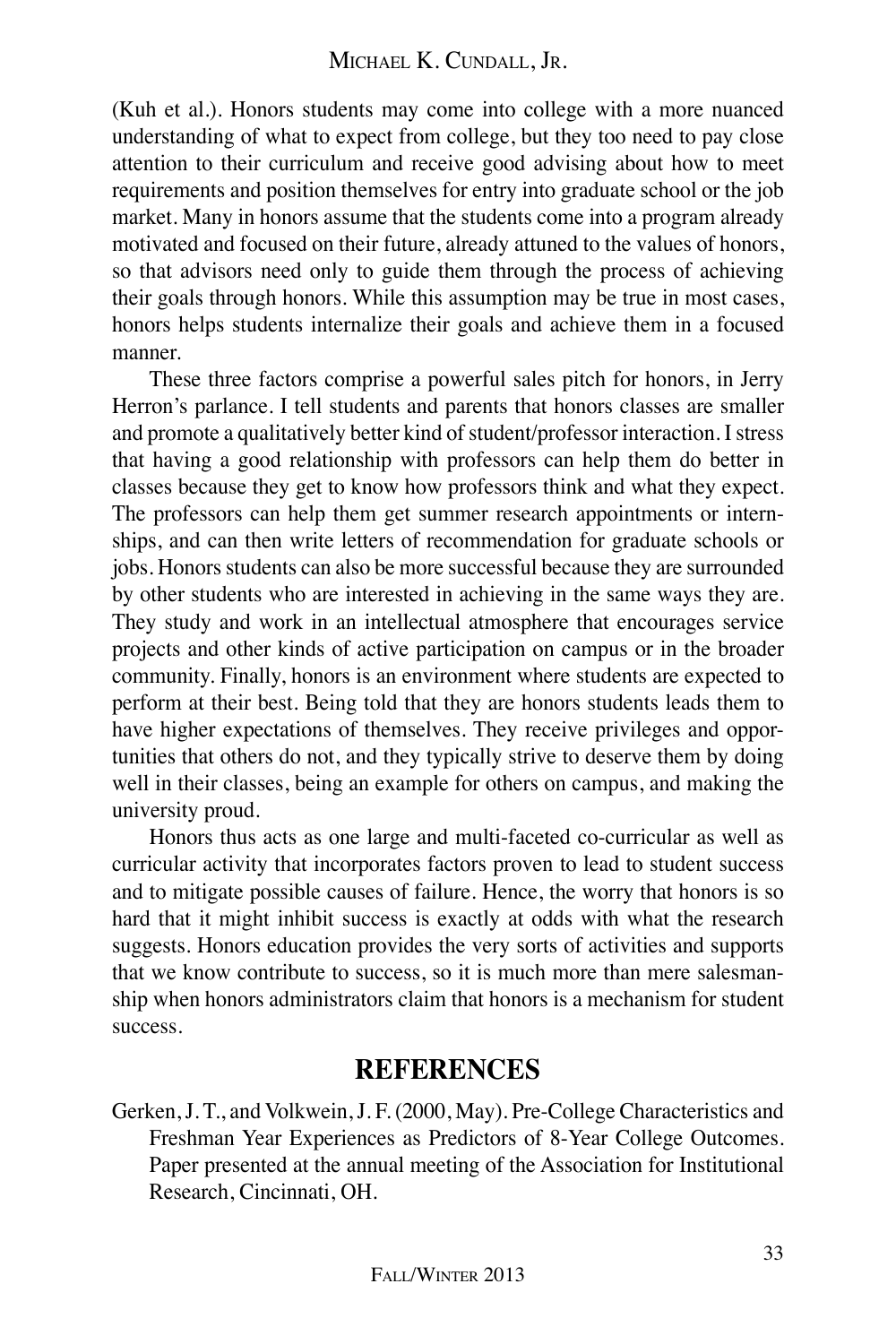(Kuh et al.). Honors students may come into college with a more nuanced understanding of what to expect from college, but they too need to pay close attention to their curriculum and receive good advising about how to meet requirements and position themselves for entry into graduate school or the job market. Many in honors assume that the students come into a program already motivated and focused on their future, already attuned to the values of honors, so that advisors need only to guide them through the process of achieving their goals through honors. While this assumption may be true in most cases, honors helps students internalize their goals and achieve them in a focused manner.

These three factors comprise a powerful sales pitch for honors, in Jerry Herron's parlance. I tell students and parents that honors classes are smaller and promote a qualitatively better kind of student/professor interaction. I stress that having a good relationship with professors can help them do better in classes because they get to know how professors think and what they expect. The professors can help them get summer research appointments or internships, and can then write letters of recommendation for graduate schools or jobs. Honors students can also be more successful because they are surrounded by other students who are interested in achieving in the same ways they are. They study and work in an intellectual atmosphere that encourages service projects and other kinds of active participation on campus or in the broader community. Finally, honors is an environment where students are expected to perform at their best. Being told that they are honors students leads them to have higher expectations of themselves. They receive privileges and opportunities that others do not, and they typically strive to deserve them by doing well in their classes, being an example for others on campus, and making the university proud.

Honors thus acts as one large and multi-faceted co-curricular as well as curricular activity that incorporates factors proven to lead to student success and to mitigate possible causes of failure. Hence, the worry that honors is so hard that it might inhibit success is exactly at odds with what the research suggests. Honors education provides the very sorts of activities and supports that we know contribute to success, so it is much more than mere salesmanship when honors administrators claim that honors is a mechanism for student success.

## REFERENCES

Gerken, J. T., and Volkwein, J. F. (2000, May). Pre-College Characteristics and Freshman Year Experiences as Predictors of 8-Year College Outcomes. Paper presented at the annual meeting of the Association for Institutional Research, Cincinnati, OH.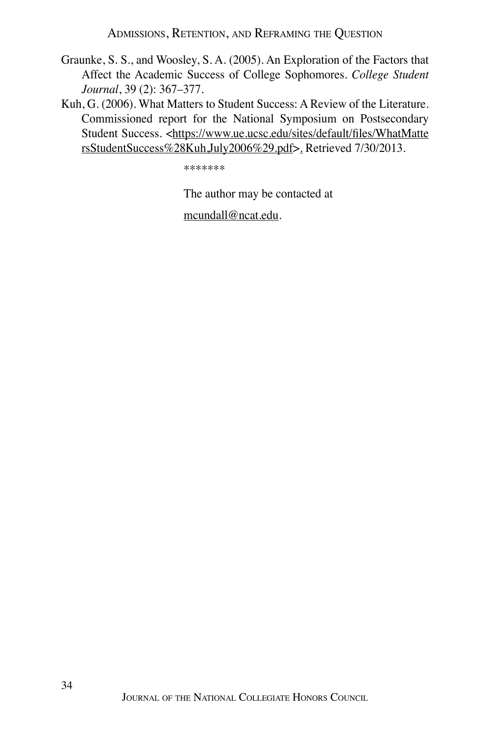Graunke, S. S., and Woosley, S. A. (2005). An Exploration of the Factors that Affect the Academic Success of College Sophomores. *College Student Journal*, 39 (2): 367–377.

Kuh, G. (2006). What Matters to Student Success: A Review of the Literature. Commissioned report for the National Symposium on Postsecondary Student Success. <https://www.ue.ucsc.edu/sites/default/files/WhatMattersStudentSuccess%28Kuh,July2006%29.pdf>. Retrieved 7/30/2013.

*******

The author may be contacted at

mcundall@ncat.edu.